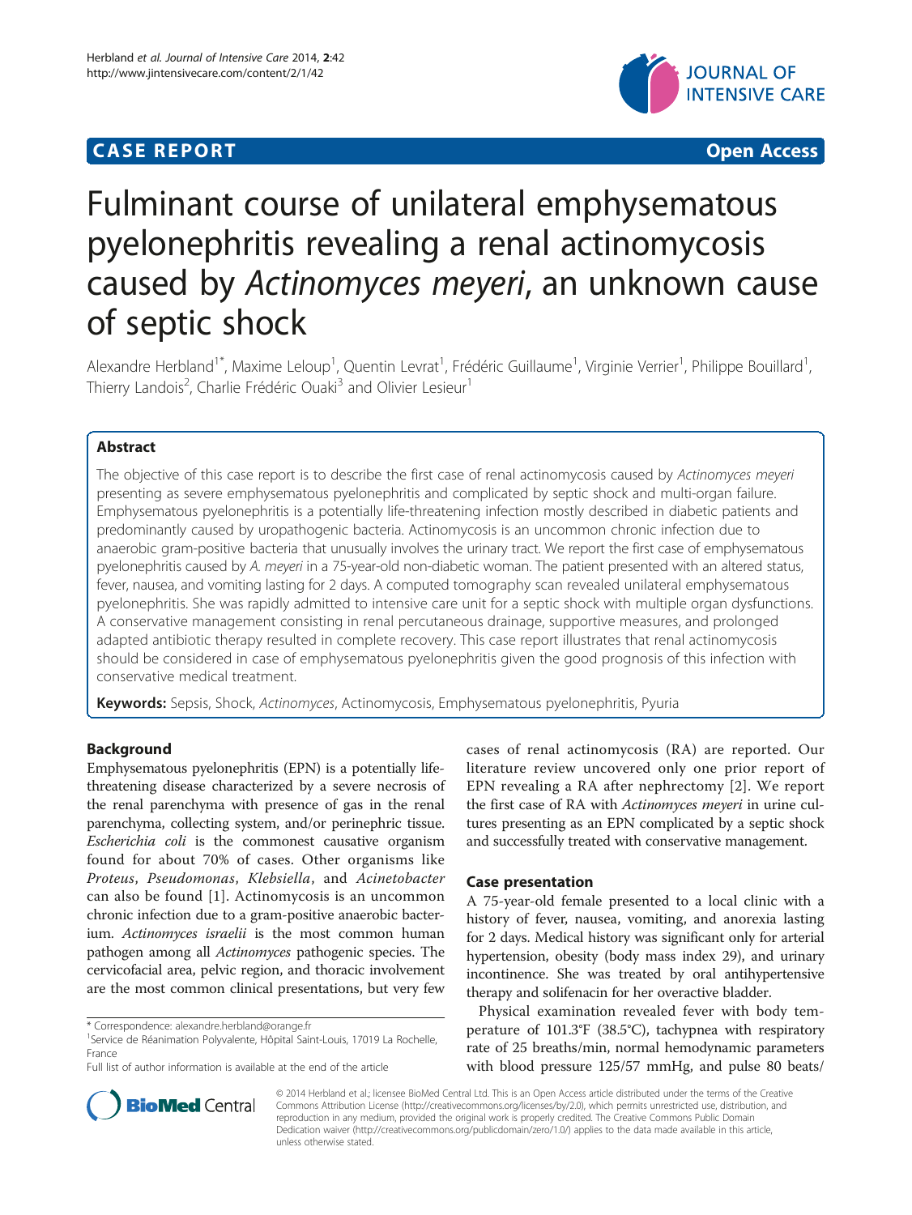**CASE REPORT** **Open Access**

# Fulminant course of unilateral emphysematous pyelonephritis revealing a renal actinomycosis caused by *Actinomyces meyeri*, an unknown cause of septic shock

Alexandre Herbland[1*], Maxime Leloup[1], Quentin Levrat[1], Frédéric Guillaume[1], Virginie Verrier[1], Philippe Bouillard[1], Thierry Landois[2], Charlie Frédéric Ouaki[3] and Olivier Lesieur[1]

## Abstract

The objective of this case report is to describe the first case of renal actinomycosis caused by *Actinomyces meyeri* presenting as severe emphysematous pyelonephritis and complicated by septic shock and multi-organ failure. Emphysematous pyelonephritis is a potentially life-threatening infection mostly described in diabetic patients and predominantly caused by uropathogenic bacteria. Actinomycosis is an uncommon chronic infection due to anaerobic gram-positive bacteria that unusually involves the urinary tract. We report the first case of emphysematous pyelonephritis caused by *A. meyeri* in a 75-year-old non-diabetic woman. The patient presented with an altered status, fever, nausea, and vomiting lasting for 2 days. A computed tomography scan revealed unilateral emphysematous pyelonephritis. She was rapidly admitted to intensive care unit for a septic shock with multiple organ dysfunctions. A conservative management consisting in renal percutaneous drainage, supportive measures, and prolonged adapted antibiotic therapy resulted in complete recovery. This case report illustrates that renal actinomycosis should be considered in case of emphysematous pyelonephritis given the good prognosis of this infection with conservative medical treatment.

**Keywords:** Sepsis, Shock, *Actinomyces*, Actinomycosis, Emphysematous pyelonephritis, Pyuria

## Background

Emphysematous pyelonephritis (EPN) is a potentially life-threatening disease characterized by a severe necrosis of the renal parenchyma with presence of gas in the renal parenchyma, collecting system, and/or perinephric tissue. *Escherichia coli* is the commonest causative organism found for about 70% of cases. Other organisms like *Proteus*, *Pseudomonas*, *Klebsiella*, and *Acinetobacter* can also be found [1]. Actinomycosis is an uncommon chronic infection due to a gram-positive anaerobic bacterium. *Actinomyces israelii* is the most common human pathogen among all *Actinomyces* pathogenic species. The cervicofacial area, pelvic region, and thoracic involvement are the most common clinical presentations, but very few cases of renal actinomycosis (RA) are reported. Our literature review uncovered only one prior report of EPN revealing a RA after nephrectomy [2]. We report the first case of RA with *Actinomyces meyeri* in urine cultures presenting as an EPN complicated by a septic shock and successfully treated with conservative management.

## Case presentation

A 75-year-old female presented to a local clinic with a history of fever, nausea, vomiting, and anorexia lasting for 2 days. Medical history was significant only for arterial hypertension, obesity (body mass index 29), and urinary incontinence. She was treated by oral antihypertensive therapy and solifenacin for her overactive bladder.

Physical examination revealed fever with body temperature of 101.3°F (38.5°C), tachypnea with respiratory rate of 25 breaths/min, normal hemodynamic parameters with blood pressure 125/57 mmHg, and pulse 80 beats/

\* Correspondence: alexandre.herbland@orange.fr
[1]Service de Réanimation Polyvalente, Hôpital Saint-Louis, 17019 La Rochelle, France
Full list of author information is available at the end of the article

© 2014 Herbland et al.; licensee BioMed Central Ltd. This is an Open Access article distributed under the terms of the Creative Commons Attribution License (http://creativecommons.org/licenses/by/2.0), which permits unrestricted use, distribution, and reproduction in any medium, provided the original work is properly credited. The Creative Commons Public Domain Dedication waiver (http://creativecommons.org/publicdomain/zero/1.0/) applies to the data made available in this article, unless otherwise stated.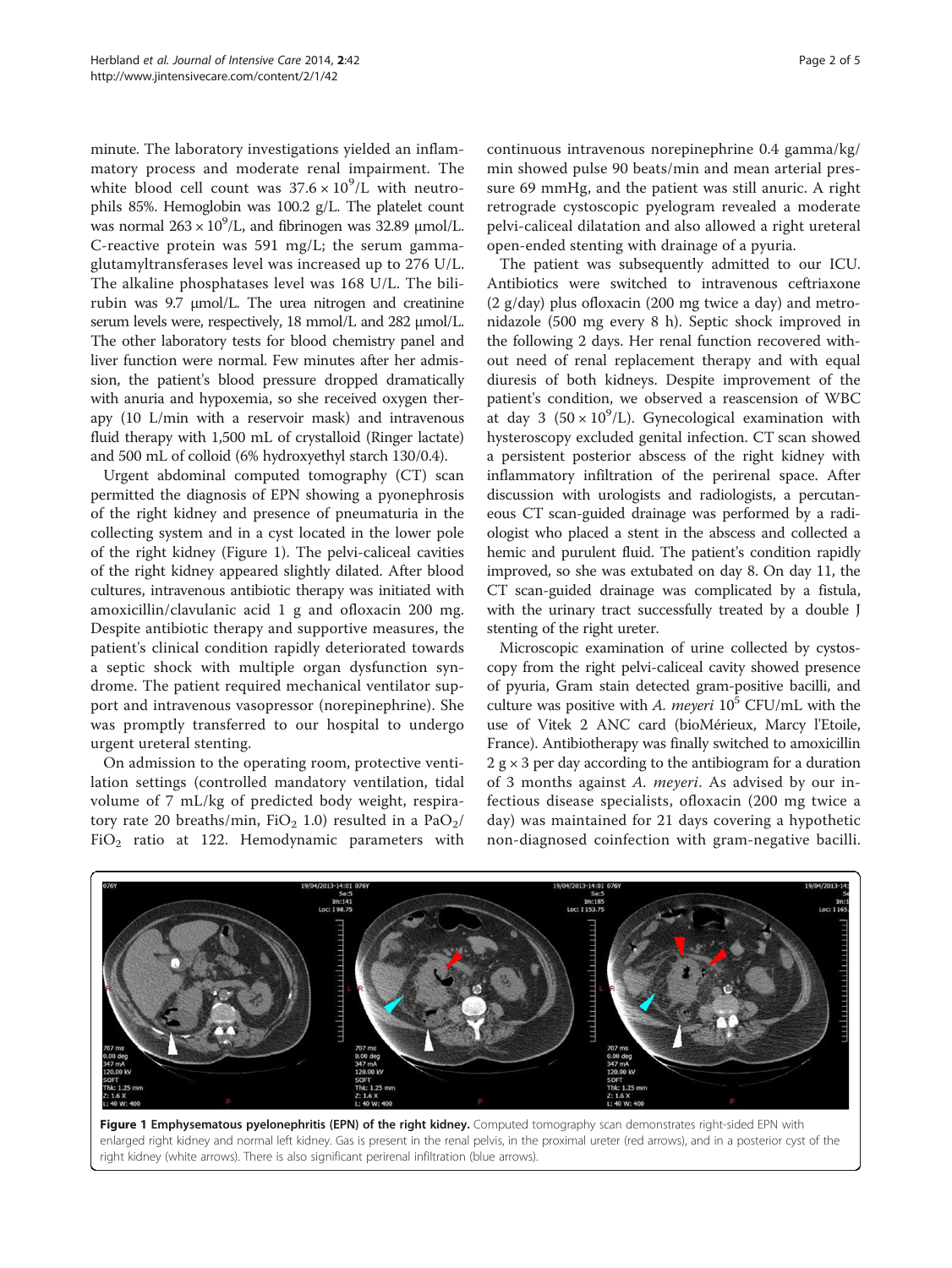minute. The laboratory investigations yielded an inflammatory process and moderate renal impairment. The white blood cell count was $37.6 \times 10^9$/L with neutrophils 85%. Hemoglobin was 100.2 g/L. The platelet count was normal $263 \times 10^9$/L, and fibrinogen was 32.89 μmol/L. C-reactive protein was 591 mg/L; the serum gamma-glutamyltransferases level was increased up to 276 U/L. The alkaline phosphatases level was 168 U/L. The bilirubin was 9.7 μmol/L. The urea nitrogen and creatinine serum levels were, respectively, 18 mmol/L and 282 μmol/L. The other laboratory tests for blood chemistry panel and liver function were normal. Few minutes after her admission, the patient's blood pressure dropped dramatically with anuria and hypoxemia, so she received oxygen therapy (10 L/min with a reservoir mask) and intravenous fluid therapy with 1,500 mL of crystalloid (Ringer lactate) and 500 mL of colloid (6% hydroxyethyl starch 130/0.4).

Urgent abdominal computed tomography (CT) scan permitted the diagnosis of EPN showing a pyonephrosis of the right kidney and presence of pneumaturia in the collecting system and in a cyst located in the lower pole of the right kidney (Figure 1). The pelvi-caliceal cavities of the right kidney appeared slightly dilated. After blood cultures, intravenous antibiotic therapy was initiated with amoxicillin/clavulanic acid 1 g and ofloxacin 200 mg. Despite antibiotic therapy and supportive measures, the patient's clinical condition rapidly deteriorated towards a septic shock with multiple organ dysfunction syndrome. The patient required mechanical ventilator support and intravenous vasopressor (norepinephrine). She was promptly transferred to our hospital to undergo urgent ureteral stenting.

On admission to the operating room, protective ventilation settings (controlled mandatory ventilation, tidal volume of 7 mL/kg of predicted body weight, respiratory rate 20 breaths/min, $FiO_2$ 1.0) resulted in a $PaO_2/FiO_2$ ratio at 122. Hemodynamic parameters with continuous intravenous norepinephrine 0.4 gamma/kg/min showed pulse 90 beats/min and mean arterial pressure 69 mmHg, and the patient was still anuric. A right retrograde cystoscopic pyelogram revealed a moderate pelvi-caliceal dilatation and also allowed a right ureteral open-ended stenting with drainage of a pyuria.

The patient was subsequently admitted to our ICU. Antibiotics were switched to intravenous ceftriaxone (2 g/day) plus ofloxacin (200 mg twice a day) and metronidazole (500 mg every 8 h). Septic shock improved in the following 2 days. Her renal function recovered without need of renal replacement therapy and with equal diuresis of both kidneys. Despite improvement of the patient's condition, we observed a reascension of WBC at day 3 ($50 \times 10^9$/L). Gynecological examination with hysteroscopy excluded genital infection. CT scan showed a persistent posterior abscess of the right kidney with inflammatory infiltration of the perirenal space. After discussion with urologists and radiologists, a percutaneous CT scan-guided drainage was performed by a radiologist who placed a stent in the abscess and collected a hemic and purulent fluid. The patient's condition rapidly improved, so she was extubated on day 8. On day 11, the CT scan-guided drainage was complicated by a fistula, with the urinary tract successfully treated by a double J stenting of the right ureter.

Microscopic examination of urine collected by cystoscopy from the right pelvi-caliceal cavity showed presence of pyuria, Gram stain detected gram-positive bacilli, and culture was positive with *A. meyeri* $10^5$ CFU/mL with the use of Vitek 2 ANC card (bioMérieux, Marcy l'Etoile, France). Antibiotherapy was finally switched to amoxicillin $2\ g \times 3$ per day according to the antibiogram for a duration of 3 months against *A. meyeri*. As advised by our infectious disease specialists, ofloxacin (200 mg twice a day) was maintained for 21 days covering a hypothetic non-diagnosed coinfection with gram-negative bacilli.

**Figure 1 Emphysematous pyelonephritis (EPN) of the right kidney.** Computed tomography scan demonstrates right-sided EPN with enlarged right kidney and normal left kidney. Gas is present in the renal pelvis, in the proximal ureter (red arrows), and in a posterior cyst of the right kidney (white arrows). There is also significant perirenal infiltration (blue arrows).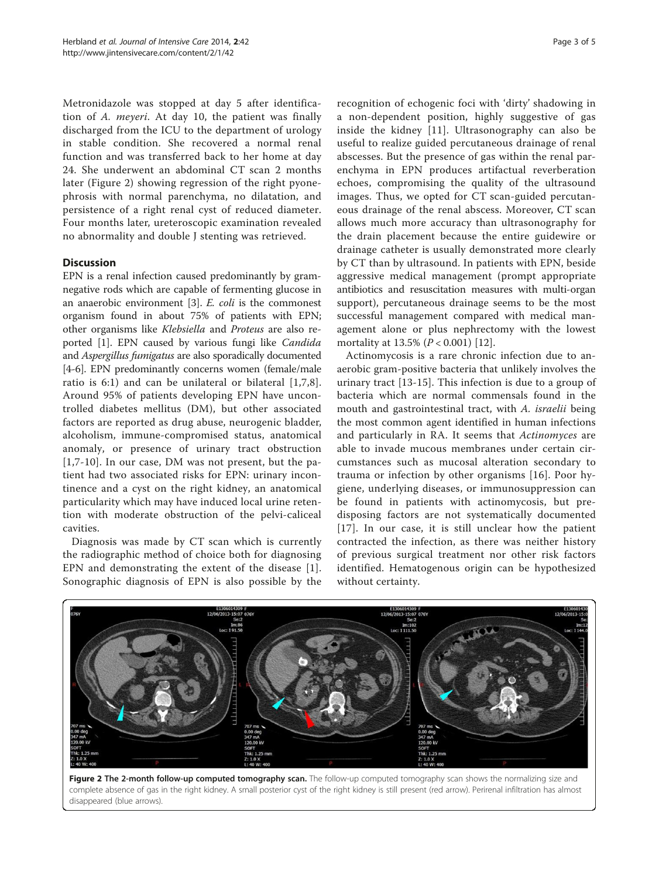Metronidazole was stopped at day 5 after identification of *A. meyeri*. At day 10, the patient was finally discharged from the ICU to the department of urology in stable condition. She recovered a normal renal function and was transferred back to her home at day 24. She underwent an abdominal CT scan 2 months later (Figure 2) showing regression of the right pyonephrosis with normal parenchyma, no dilatation, and persistence of a right renal cyst of reduced diameter. Four months later, ureteroscopic examination revealed no abnormality and double J stenting was retrieved.

## Discussion

EPN is a renal infection caused predominantly by gram-negative rods which are capable of fermenting glucose in an anaerobic environment [3]. *E. coli* is the commonest organism found in about 75% of patients with EPN; other organisms like *Klebsiella* and *Proteus* are also reported [1]. EPN caused by various fungi like *Candida* and *Aspergillus fumigatus* are also sporadically documented [4-6]. EPN predominantly concerns women (female/male ratio is 6:1) and can be unilateral or bilateral [1,7,8]. Around 95% of patients developing EPN have uncontrolled diabetes mellitus (DM), but other associated factors are reported as drug abuse, neurogenic bladder, alcoholism, immune-compromised status, anatomical anomaly, or presence of urinary tract obstruction [1,7-10]. In our case, DM was not present, but the patient had two associated risks for EPN: urinary incontinence and a cyst on the right kidney, an anatomical particularity which may have induced local urine retention with moderate obstruction of the pelvi-caliceal cavities.

Diagnosis was made by CT scan which is currently the radiographic method of choice both for diagnosing EPN and demonstrating the extent of the disease [1]. Sonographic diagnosis of EPN is also possible by the recognition of echogenic foci with 'dirty' shadowing in a non-dependent position, highly suggestive of gas inside the kidney [11]. Ultrasonography can also be useful to realize guided percutaneous drainage of renal abscesses. But the presence of gas within the renal parenchyma in EPN produces artifactual reverberation echoes, compromising the quality of the ultrasound images. Thus, we opted for CT scan-guided percutaneous drainage of the renal abscess. Moreover, CT scan allows much more accuracy than ultrasonography for the drain placement because the entire guidewire or drainage catheter is usually demonstrated more clearly by CT than by ultrasound. In patients with EPN, beside aggressive medical management (prompt appropriate antibiotics and resuscitation measures with multi-organ support), percutaneous drainage seems to be the most successful management compared with medical management alone or plus nephrectomy with the lowest mortality at 13.5% ($P < 0.001$) [12].

Actinomycosis is a rare chronic infection due to anaerobic gram-positive bacteria that unlikely involves the urinary tract [13-15]. This infection is due to a group of bacteria which are normal commensals found in the mouth and gastrointestinal tract, with *A. israelii* being the most common agent identified in human infections and particularly in RA. It seems that *Actinomyces* are able to invade mucous membranes under certain circumstances such as mucosal alteration secondary to trauma or infection by other organisms [16]. Poor hygiene, underlying diseases, or immunosuppression can be found in patients with actinomycosis, but predisposing factors are not systematically documented [17]. In our case, it is still unclear how the patient contracted the infection, as there was neither history of previous surgical treatment nor other risk factors identified. Hematogenous origin can be hypothesized without certainty.

**Figure 2 The 2-month follow-up computed tomography scan.** The follow-up computed tomography scan shows the normalizing size and complete absence of gas in the right kidney. A small posterior cyst of the right kidney is still present (red arrow). Perirenal infiltration has almost disappeared (blue arrows).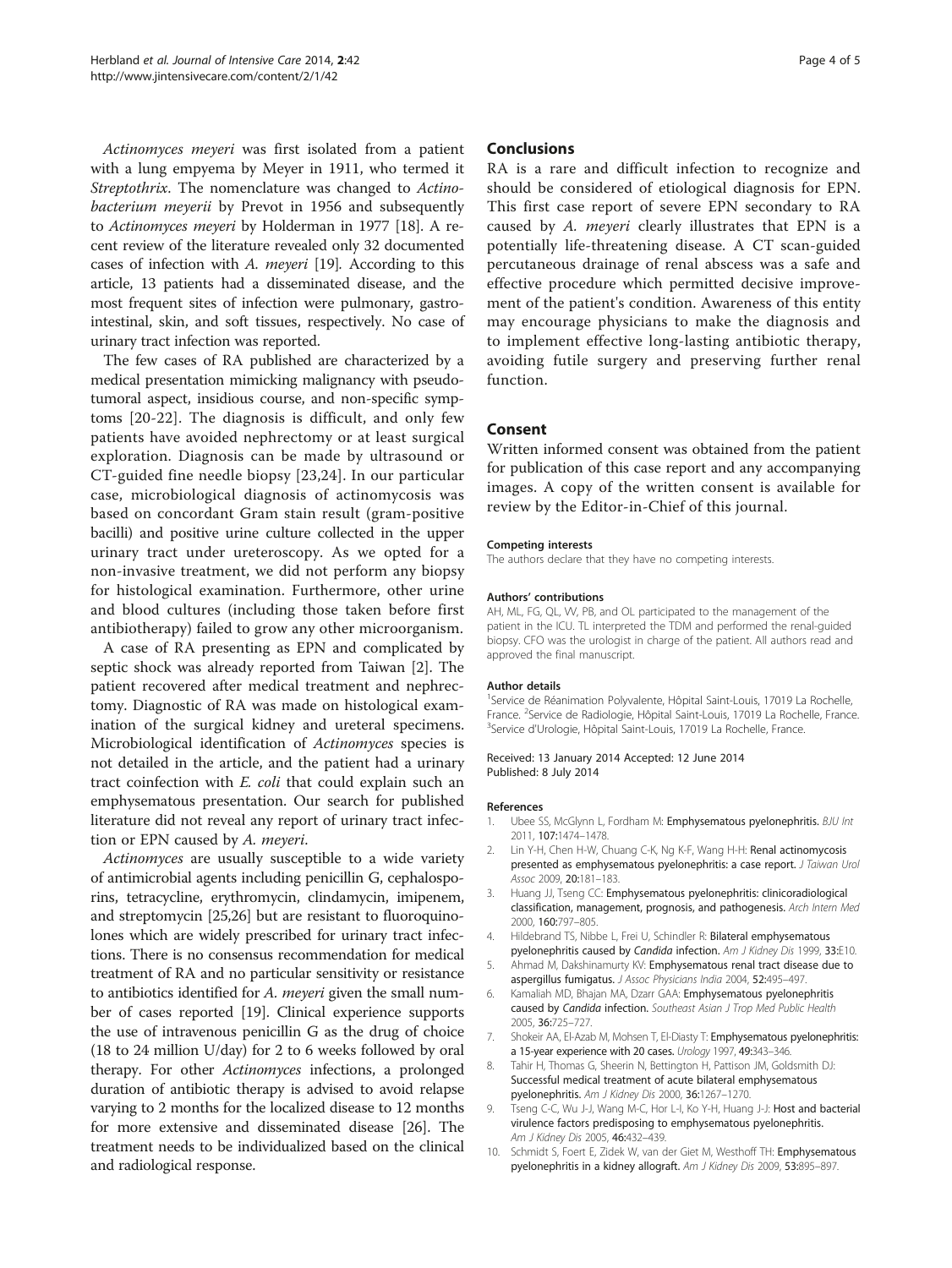*Actinomyces meyeri* was first isolated from a patient with a lung empyema by Meyer in 1911, who termed it *Streptothrix*. The nomenclature was changed to *Actinobacterium meyerii* by Prevot in 1956 and subsequently to *Actinomyces meyeri* by Holderman in 1977 [18]. A recent review of the literature revealed only 32 documented cases of infection with *A. meyeri* [19]. According to this article, 13 patients had a disseminated disease, and the most frequent sites of infection were pulmonary, gastrointestinal, skin, and soft tissues, respectively. No case of urinary tract infection was reported.

The few cases of RA published are characterized by a medical presentation mimicking malignancy with pseudotumoral aspect, insidious course, and non-specific symptoms [20-22]. The diagnosis is difficult, and only few patients have avoided nephrectomy or at least surgical exploration. Diagnosis can be made by ultrasound or CT-guided fine needle biopsy [23,24]. In our particular case, microbiological diagnosis of actinomycosis was based on concordant Gram stain result (gram-positive bacilli) and positive urine culture collected in the upper urinary tract under ureteroscopy. As we opted for a non-invasive treatment, we did not perform any biopsy for histological examination. Furthermore, other urine and blood cultures (including those taken before first antibiotherapy) failed to grow any other microorganism.

A case of RA presenting as EPN and complicated by septic shock was already reported from Taiwan [2]. The patient recovered after medical treatment and nephrectomy. Diagnostic of RA was made on histological examination of the surgical kidney and ureteral specimens. Microbiological identification of *Actinomyces* species is not detailed in the article, and the patient had a urinary tract coinfection with *E. coli* that could explain such an emphysematous presentation. Our search for published literature did not reveal any report of urinary tract infection or EPN caused by *A. meyeri*.

*Actinomyces* are usually susceptible to a wide variety of antimicrobial agents including penicillin G, cephalosporins, tetracycline, erythromycin, clindamycin, imipenem, and streptomycin [25,26] but are resistant to fluoroquinolones which are widely prescribed for urinary tract infections. There is no consensus recommendation for medical treatment of RA and no particular sensitivity or resistance to antibiotics identified for *A. meyeri* given the small number of cases reported [19]. Clinical experience supports the use of intravenous penicillin G as the drug of choice (18 to 24 million U/day) for 2 to 6 weeks followed by oral therapy. For other *Actinomyces* infections, a prolonged duration of antibiotic therapy is advised to avoid relapse varying to 2 months for the localized disease to 12 months for more extensive and disseminated disease [26]. The treatment needs to be individualized based on the clinical and radiological response.

## Conclusions

RA is a rare and difficult infection to recognize and should be considered of etiological diagnosis for EPN. This first case report of severe EPN secondary to RA caused by *A. meyeri* clearly illustrates that EPN is a potentially life-threatening disease. A CT scan-guided percutaneous drainage of renal abscess was a safe and effective procedure which permitted decisive improvement of the patient's condition. Awareness of this entity may encourage physicians to make the diagnosis and to implement effective long-lasting antibiotic therapy, avoiding futile surgery and preserving further renal function.

## Consent

Written informed consent was obtained from the patient for publication of this case report and any accompanying images. A copy of the written consent is available for review by the Editor-in-Chief of this journal.

#### Competing interests

The authors declare that they have no competing interests.

#### Authors' contributions

AH, ML, FG, QL, VV, PB, and OL participated to the management of the patient in the ICU. TL interpreted the TDM and performed the renal-guided biopsy. CFO was the urologist in charge of the patient. All authors read and approved the final manuscript.

#### Author details

[1]Service de Réanimation Polyvalente, Hôpital Saint-Louis, 17019 La Rochelle, France. [2]Service de Radiologie, Hôpital Saint-Louis, 17019 La Rochelle, France. [3]Service d'Urologie, Hôpital Saint-Louis, 17019 La Rochelle, France.

Received: 13 January 2014 Accepted: 12 June 2014
Published: 8 July 2014

#### References

1. Ubee SS, McGlynn L, Fordham M: **Emphysematous pyelonephritis.** *BJU Int* 2011, **107:**1474–1478.
2. Lin Y-H, Chen H-W, Chuang C-K, Ng K-F, Wang H-H: **Renal actinomycosis presented as emphysematous pyelonephritis: a case report.** *J Taiwan Urol Assoc* 2009, **20:**181–183.
3. Huang JJ, Tseng CC: **Emphysematous pyelonephritis: clinicoradiological classification, management, prognosis, and pathogenesis.** *Arch Intern Med* 2000, **160:**797–805.
4. Hildebrand TS, Nibbe L, Frei U, Schindler R: **Bilateral emphysematous pyelonephritis caused by *Candida* infection.** *Am J Kidney Dis* 1999, **33:**E10.
5. Ahmad M, Dakshinamurty KV: **Emphysematous renal tract disease due to aspergillus fumigatus.** *J Assoc Physicians India* 2004, **52:**495–497.
6. Kamaliah MD, Bhajan MA, Dzarr GAA: **Emphysematous pyelonephritis caused by *Candida* infection.** *Southeast Asian J Trop Med Public Health* 2005, **36:**725–727.
7. Shokeir AA, El-Azab M, Mohsen T, El-Diasty T: **Emphysematous pyelonephritis: a 15-year experience with 20 cases.** *Urology* 1997, **49:**343–346.
8. Tahir H, Thomas G, Sheerin N, Bettington H, Pattison JM, Goldsmith DJ: **Successful medical treatment of acute bilateral emphysematous pyelonephritis.** *Am J Kidney Dis* 2000, **36:**1267–1270.
9. Tseng C-C, Wu J-J, Wang M-C, Hor L-I, Ko Y-H, Huang J-J: **Host and bacterial virulence factors predisposing to emphysematous pyelonephritis.** *Am J Kidney Dis* 2005, **46:**432–439.
10. Schmidt S, Foert E, Zidek W, van der Giet M, Westhoff TH: **Emphysematous pyelonephritis in a kidney allograft.** *Am J Kidney Dis* 2009, **53:**895–897.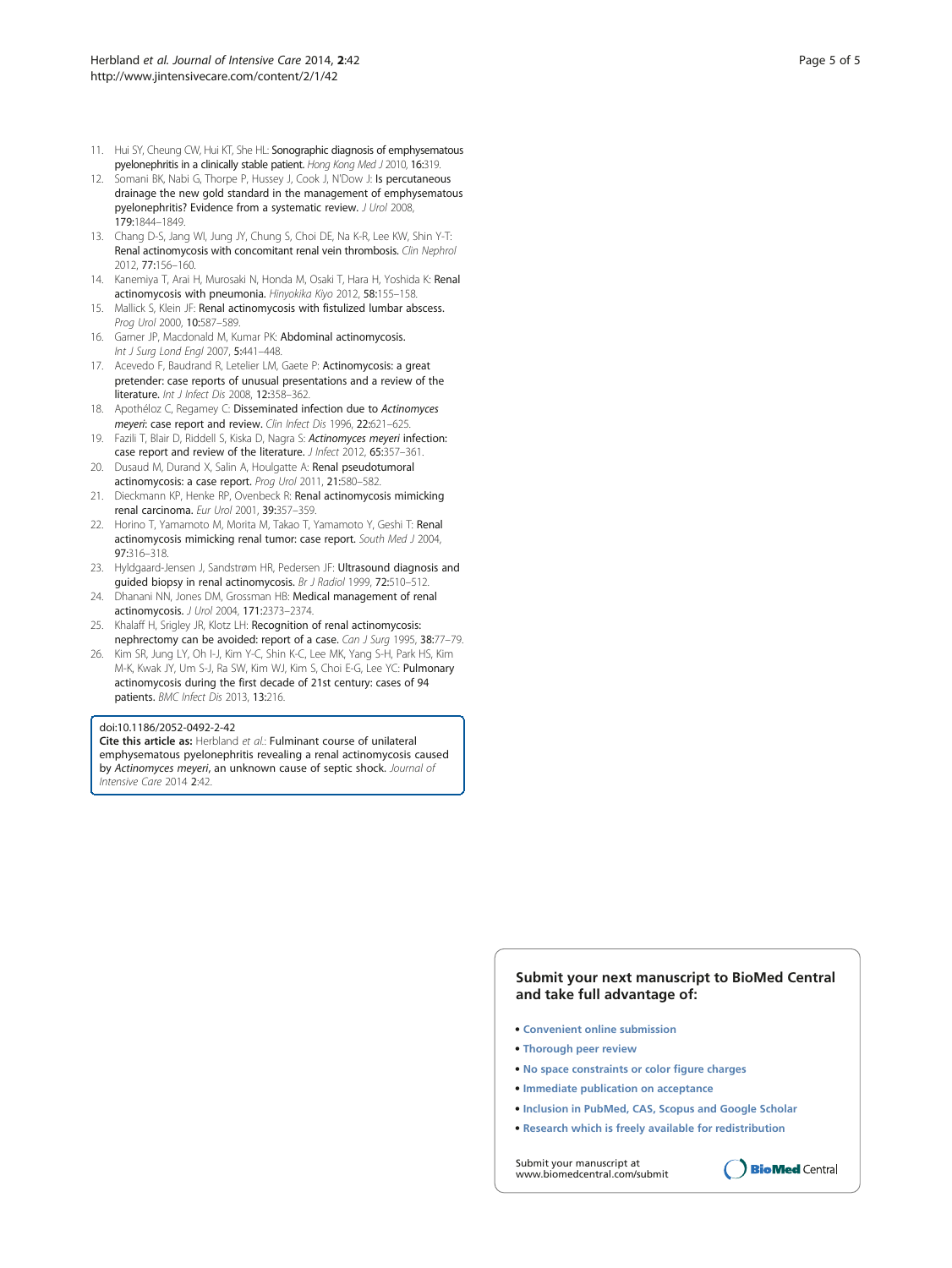11. Hui SY, Cheung CW, Hui KT, She HL: Sonographic diagnosis of emphysematous pyelonephritis in a clinically stable patient. *Hong Kong Med J* 2010, **16**:319.
12. Somani BK, Nabi G, Thorpe P, Hussey J, Cook J, N'Dow J: Is percutaneous drainage the new gold standard in the management of emphysematous pyelonephritis? Evidence from a systematic review. *J Urol* 2008, **179**:1844–1849.
13. Chang D-S, Jang WI, Jung JY, Chung S, Choi DE, Na K-R, Lee KW, Shin Y-T: Renal actinomycosis with concomitant renal vein thrombosis. *Clin Nephrol* 2012, **77**:156–160.
14. Kanemiya T, Arai H, Murosaki N, Honda M, Osaki T, Hara H, Yoshida K: Renal actinomycosis with pneumonia. *Hinyokika Kiyo* 2012, **58**:155–158.
15. Mallick S, Klein JF: Renal actinomycosis with fistulized lumbar abscess. *Prog Urol* 2000, **10**:587–589.
16. Garner JP, Macdonald M, Kumar PK: Abdominal actinomycosis. *Int J Surg Lond Engl* 2007, **5**:441–448.
17. Acevedo F, Baudrand R, Letelier LM, Gaete P: Actinomycosis: a great pretender: case reports of unusual presentations and a review of the literature. *Int J Infect Dis* 2008, **12**:358–362.
18. Apothéloz C, Regamey C: Disseminated infection due to *Actinomyces meyeri*: case report and review. *Clin Infect Dis* 1996, **22**:621–625.
19. Fazili T, Blair D, Riddell S, Kiska D, Nagra S: *Actinomyces meyeri* infection: case report and review of the literature. *J Infect* 2012, **65**:357–361.
20. Dusaud M, Durand X, Salin A, Houlgatte A: Renal pseudotumoral actinomycosis: a case report. *Prog Urol* 2011, **21**:580–582.
21. Dieckmann KP, Henke RP, Ovenbeck R: Renal actinomycosis mimicking renal carcinoma. *Eur Urol* 2001, **39**:357–359.
22. Horino T, Yamamoto M, Morita M, Takao T, Yamamoto Y, Geshi T: Renal actinomycosis mimicking renal tumor: case report. *South Med J* 2004, **97**:316–318.
23. Hyldgaard-Jensen J, Sandstrøm HR, Pedersen JF: Ultrasound diagnosis and guided biopsy in renal actinomycosis. *Br J Radiol* 1999, **72**:510–512.
24. Dhanani NN, Jones DM, Grossman HB: Medical management of renal actinomycosis. *J Urol* 2004, **171**:2373–2374.
25. Khalaff H, Srigley JR, Klotz LH: Recognition of renal actinomycosis: nephrectomy can be avoided: report of a case. *Can J Surg* 1995, **38**:77–79.
26. Kim SR, Jung LY, Oh I-J, Kim Y-C, Shin K-C, Lee MK, Yang S-H, Park HS, Kim M-K, Kwak JY, Um S-J, Ra SW, Kim WJ, Kim S, Choi E-G, Lee YC: Pulmonary actinomycosis during the first decade of 21st century: cases of 94 patients. *BMC Infect Dis* 2013, **13**:216.

doi:10.1186/2052-0492-2-42

**Cite this article as:** Herbland *et al.*: Fulminant course of unilateral emphysematous pyelonephritis revealing a renal actinomycosis caused by *Actinomyces meyeri*, an unknown cause of septic shock. *Journal of Intensive Care* 2014 **2**:42.

**Submit your next manuscript to BioMed Central and take full advantage of:**

- Convenient online submission
- Thorough peer review
- No space constraints or color figure charges
- Immediate publication on acceptance
- Inclusion in PubMed, CAS, Scopus and Google Scholar
- Research which is freely available for redistribution

Submit your manuscript at
www.biomedcentral.com/submit

BioMed Central